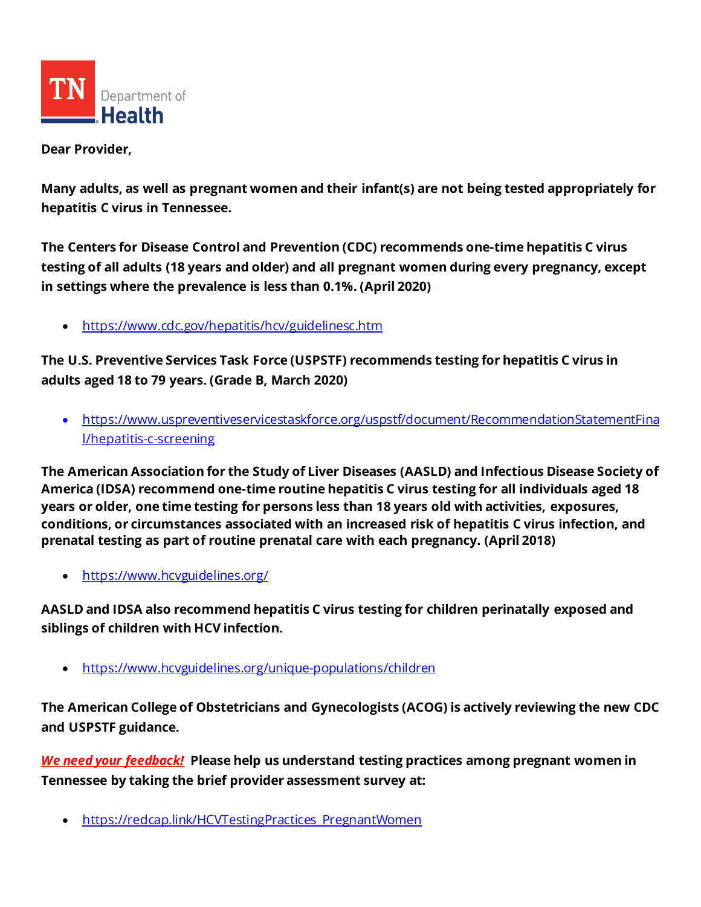TN Department of Health

**Dear Provider,**

**Many adults, as well as pregnant women and their infant(s) are not being tested appropriately for hepatitis C virus in Tennessee.**

**The Centers for Disease Control and Prevention (CDC) recommends one-time hepatitis C virus testing of all adults (18 years and older) and all pregnant women during every pregnancy, except in settings where the prevalence is less than 0.1%. (April 2020)**

- https://www.cdc.gov/hepatitis/hcv/guidelinesc.htm

**The U.S. Preventive Services Task Force (USPSTF) recommends testing for hepatitis C virus in adults aged 18 to 79 years. (Grade B, March 2020)**

- https://www.uspreventiveservicestaskforce.org/uspstf/document/RecommendationStatementFinal/hepatitis-c-screening

**The American Association for the Study of Liver Diseases (AASLD) and Infectious Disease Society of America (IDSA) recommend one-time routine hepatitis C virus testing for all individuals aged 18 years or older, one time testing for persons less than 18 years old with activities, exposures, conditions, or circumstances associated with an increased risk of hepatitis C virus infection, and prenatal testing as part of routine prenatal care with each pregnancy. (April 2018)**

- https://www.hcvguidelines.org/

**AASLD and IDSA also recommend hepatitis C virus testing for children perinatally exposed and siblings of children with HCV infection.**

- https://www.hcvguidelines.org/unique-populations/children

**The American College of Obstetricians and Gynecologists (ACOG) is actively reviewing the new CDC and USPSTF guidance.**

***We need your feedback!*** **Please help us understand testing practices among pregnant women in Tennessee by taking the brief provider assessment survey at:**

- https://redcap.link/HCVTestingPractices_PregnantWomen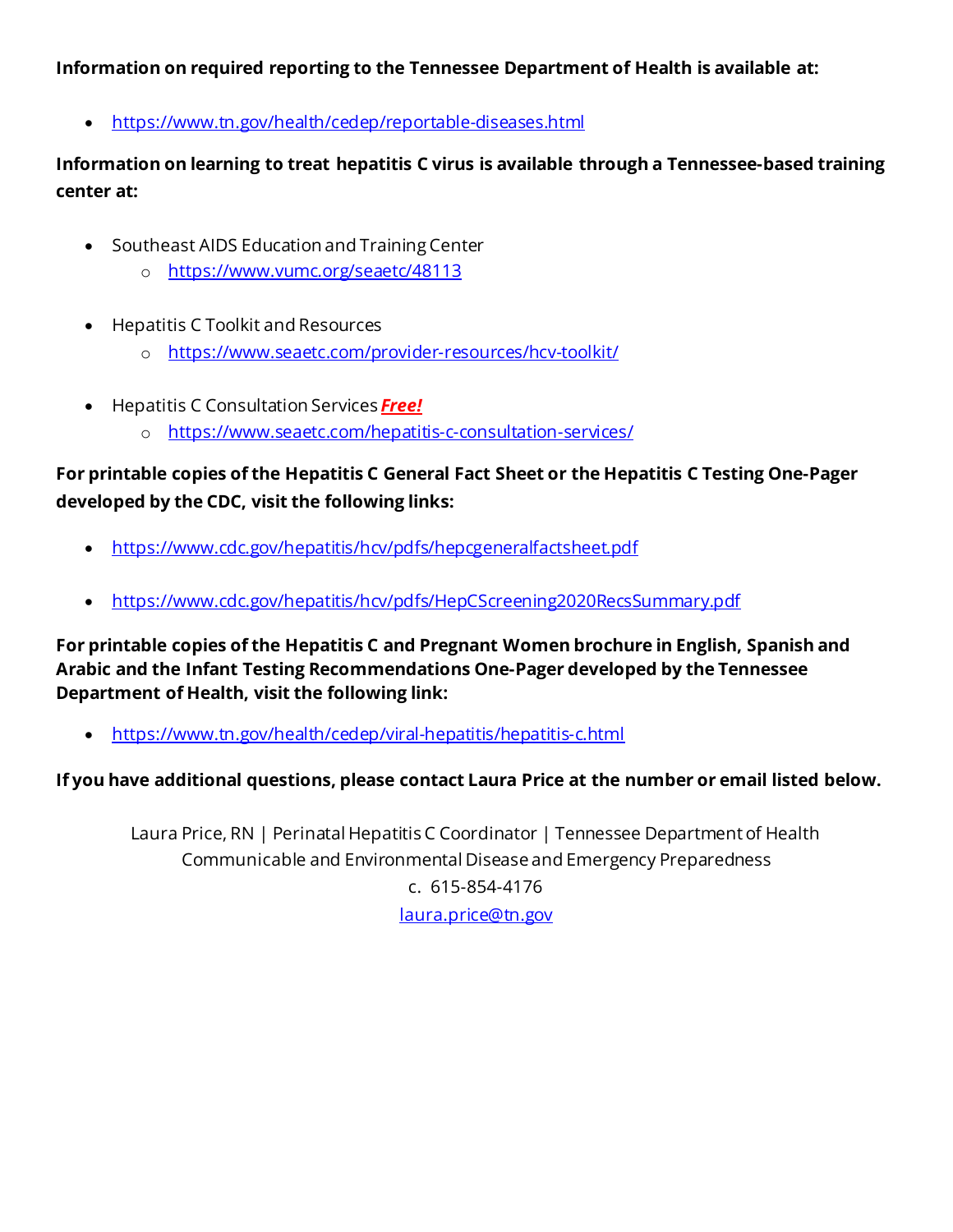**Information on required reporting to the Tennessee Department of Health is available at:**

- https://www.tn.gov/health/cedep/reportable-diseases.html

**Information on learning to treat hepatitis C virus is available through a Tennessee-based training center at:**

- Southeast AIDS Education and Training Center
  - https://www.vumc.org/seaetc/48113

- Hepatitis C Toolkit and Resources
  - https://www.seaetc.com/provider-resources/hcv-toolkit/

- Hepatitis C Consultation Services ***Free!***
  - https://www.seaetc.com/hepatitis-c-consultation-services/

**For printable copies of the Hepatitis C General Fact Sheet or the Hepatitis C Testing One-Pager developed by the CDC, visit the following links:**

- https://www.cdc.gov/hepatitis/hcv/pdfs/hepcgeneralfactsheet.pdf

- https://www.cdc.gov/hepatitis/hcv/pdfs/HepCScreening2020RecsSummary.pdf

**For printable copies of the Hepatitis C and Pregnant Women brochure in English, Spanish and Arabic and the Infant Testing Recommendations One-Pager developed by the Tennessee Department of Health, visit the following link:**

- https://www.tn.gov/health/cedep/viral-hepatitis/hepatitis-c.html

**If you have additional questions, please contact Laura Price at the number or email listed below.**

Laura Price, RN | Perinatal Hepatitis C Coordinator | Tennessee Department of Health
Communicable and Environmental Disease and Emergency Preparedness
c. 615-854-4176
laura.price@tn.gov